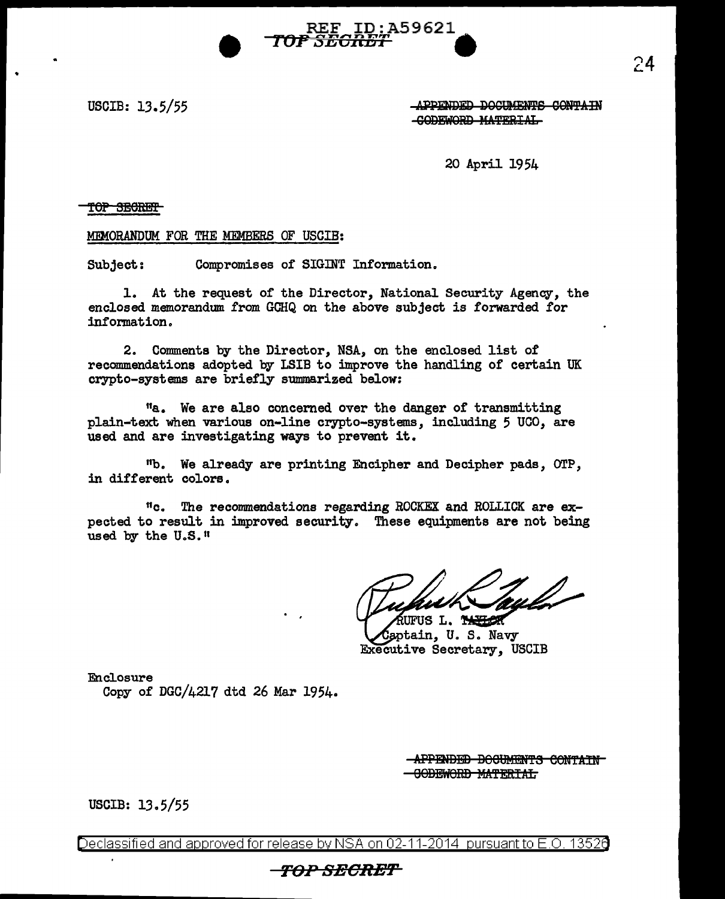USCIB: 13.5/55

~~APPENDED DOCUMENTS CONTAIN CODEWORD MATERIAL~~

20 April 1954

~~TOP SECRET~~

MEMORANDUM FOR THE MEMBERS OF USCIB:

Subject: Compromises of SIGINT Information.

1. At the request of the Director, National Security Agency, the enclosed memorandum from GCHQ on the above subject is forwarded for information.

2. Comments by the Director, NSA, on the enclosed list of recommendations adopted by LSIB to improve the handling of certain UK crypto-systems are briefly summarized below:

"a. We are also concerned over the danger of transmitting plain-text when various on-line crypto-systems, including 5 UCO, are used and are investigating ways to prevent it.

"b. We already are printing Encipher and Decipher pads, OTP, in different colors.

"c. The recommendations regarding ROCKEX and ROLLICK are expected to result in improved security. These equipments are not being used by the U.S."

RUFUS L. TAYLOR
Captain, U. S. Navy
Executive Secretary, USCIB

Enclosure
Copy of DGC/4217 dtd 26 Mar 1954.

~~APPENDED DOCUMENTS CONTAIN CODEWORD MATERIAL~~

USCIB: 13.5/55

Declassified and approved for release by NSA on 02-11-2014 pursuant to E.O. 13526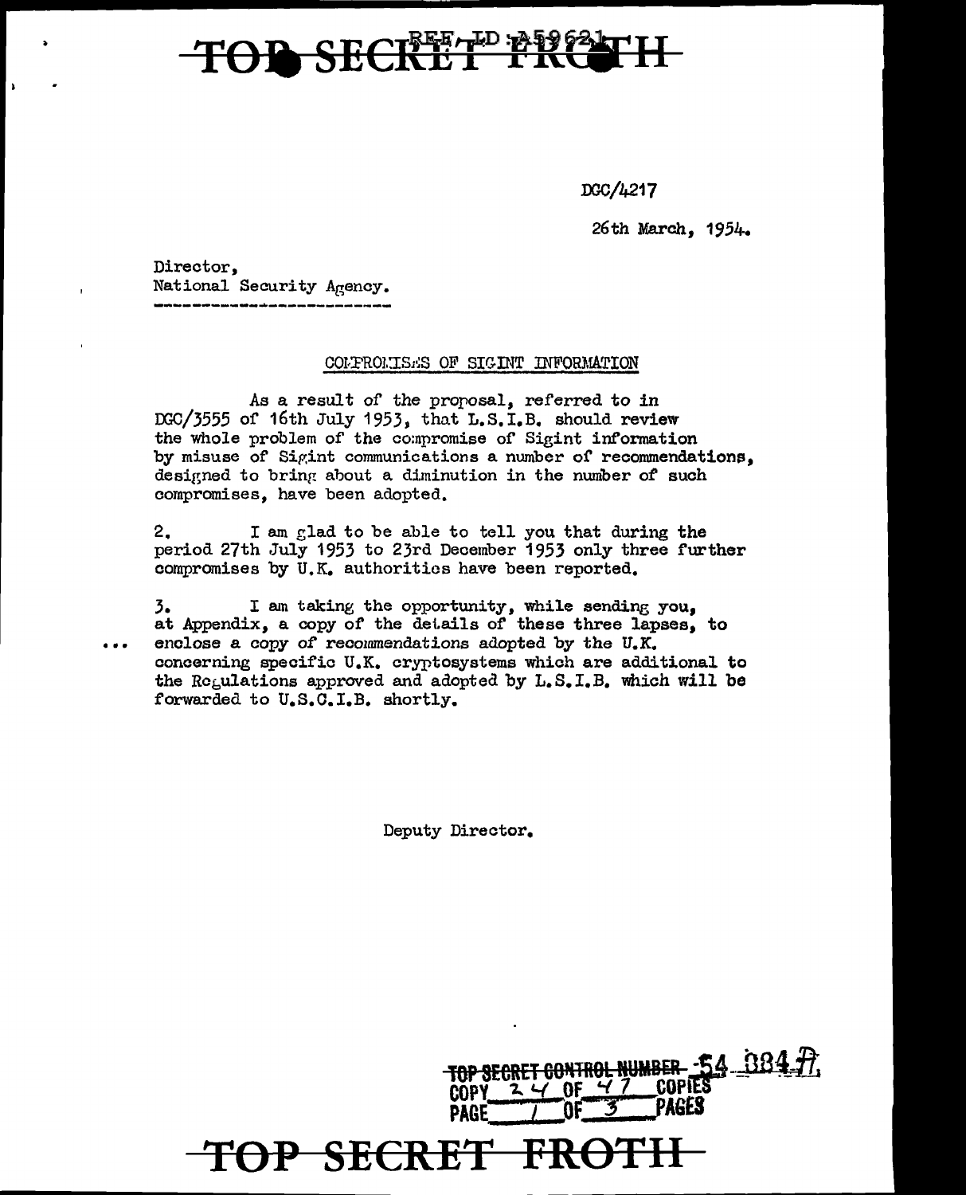TOP SECRET FROTH

REF ID:A59621

DGC/4217

26th March, 1954.

Director,
National Security Agency.

COMPROMISES OF SIGINT INFORMATION

As a result of the proposal, referred to in DGC/3555 of 16th July 1953, that L.S.I.B. should review the whole problem of the compromise of Sigint information by misuse of Sigint communications a number of recommendations, designed to bring about a diminution in the number of such compromises, have been adopted.

2. I am glad to be able to tell you that during the period 27th July 1953 to 23rd December 1953 only three further compromises by U.K. authorities have been reported.

3. I am taking the opportunity, while sending you, at Appendix, a copy of the details of these three lapses, to enclose a copy of recommendations adopted by the U.K. concerning specific U.K. cryptosystems which are additional to the Regulations approved and adopted by L.S.I.B. which will be forwarded to U.S.C.I.B. shortly.

Deputy Director.

TOP SECRET CONTROL NUMBER 54 884 A
COPY 24 OF 47 COPIES
PAGE 1 OF 3 PAGES

TOP SECRET FROTH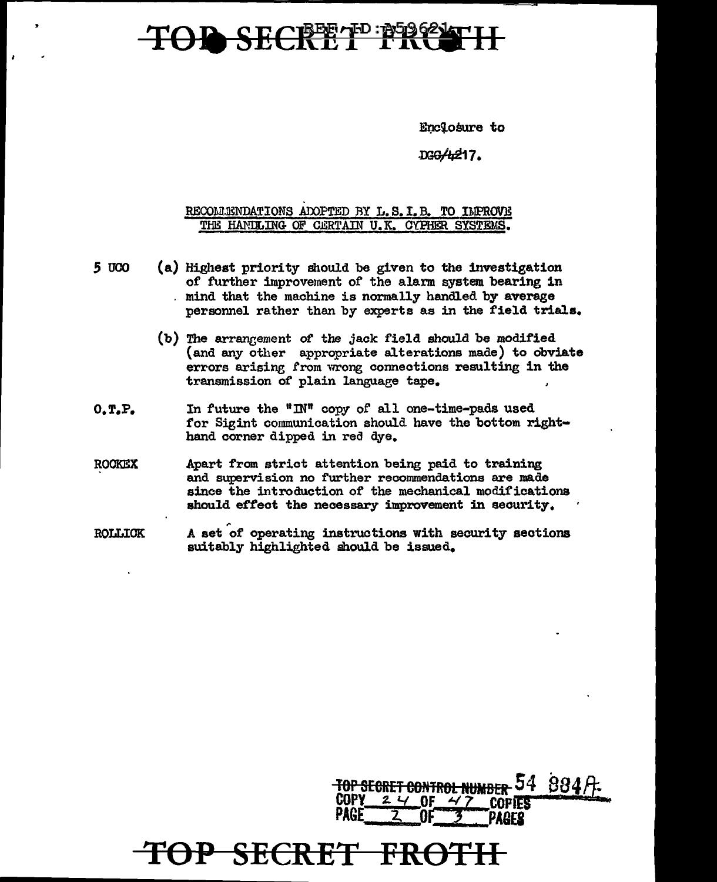Enclosure to

DGG/4217.

RECOMMENDATIONS ADOPTED BY L.S.I.B. TO IMPROVE THE HANDLING OF CERTAIN U.K. CYPHER SYSTEMS.

5 UCO (a) Highest priority should be given to the investigation of further improvement of the alarm system bearing in mind that the machine is normally handled by average personnel rather than by experts as in the field trials.

(b) The arrangement of the jack field should be modified (and any other appropriate alterations made) to obviate errors arising from wrong connections resulting in the transmission of plain language tape.

O.T.P. In future the "IN" copy of all one-time-pads used for Sigint communication should have the bottom right-hand corner dipped in red dye.

ROCKEX Apart from strict attention being paid to training and supervision no further recommendations are made since the introduction of the mechanical modifications should effect the necessary improvement in security.

ROLLICK A set of operating instructions with security sections suitably highlighted should be issued.

TOP SECRET CONTROL NUMBER 54 884A
COPY 24 OF 47 COPIES
PAGE 2 OF 3 PAGES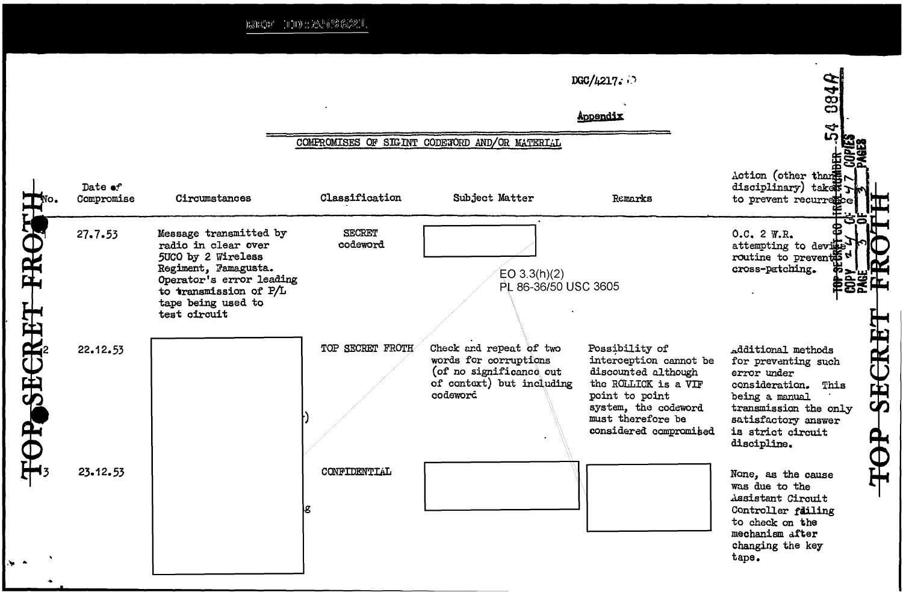DGC/4217

**Appendix**

COMPROMISES OF SIGINT CODEWORD AND/OR MATERIAL

| No. | Date of Compromise | Circumstances | Classification | Subject Matter | Remarks | Action (other than disciplinary) taken to prevent recurrence |
|---|---|---|---|---|---|---|
| 1 | 27.7.53 | Message transmitted by radio in clear over 5UCO by 2 Wireless Regiment, Famagusta. Operator's error leading to transmission of P/L tape being used to test circuit | SECRET codeword | | | O.C. 2 W.R. attempting to devise routine to prevent cross-patching. |
| 2 | 22.12.53 | ) | TOP SECRET FROTH | Check and repeat of two words for corruptions (of no significance out of context) but including codeword | Possibility of interception cannot be discounted although the ROLLICK is a VIF point to point system, the codeword must therefore be considered compromised | Additional methods for preventing such error under consideration. This being a manual transmission the only satisfactory answer is strict circuit discipline. |
| 3 | 23.12.53 | g | CONFIDENTIAL | | | None, as the cause was due to the Assistant Circuit Controller failing to check on the mechanism after changing the key tape. |

EO 3.3(h)(2)
PL 86-36/50 USC 3605

TOP SECRET FROTH

TOP SECRET FROTH

TOP SECRET CO TROL NUMBER 54 084A
COPY 4 OF 7 COPIES
PAGE 3 OF 3 PAGES